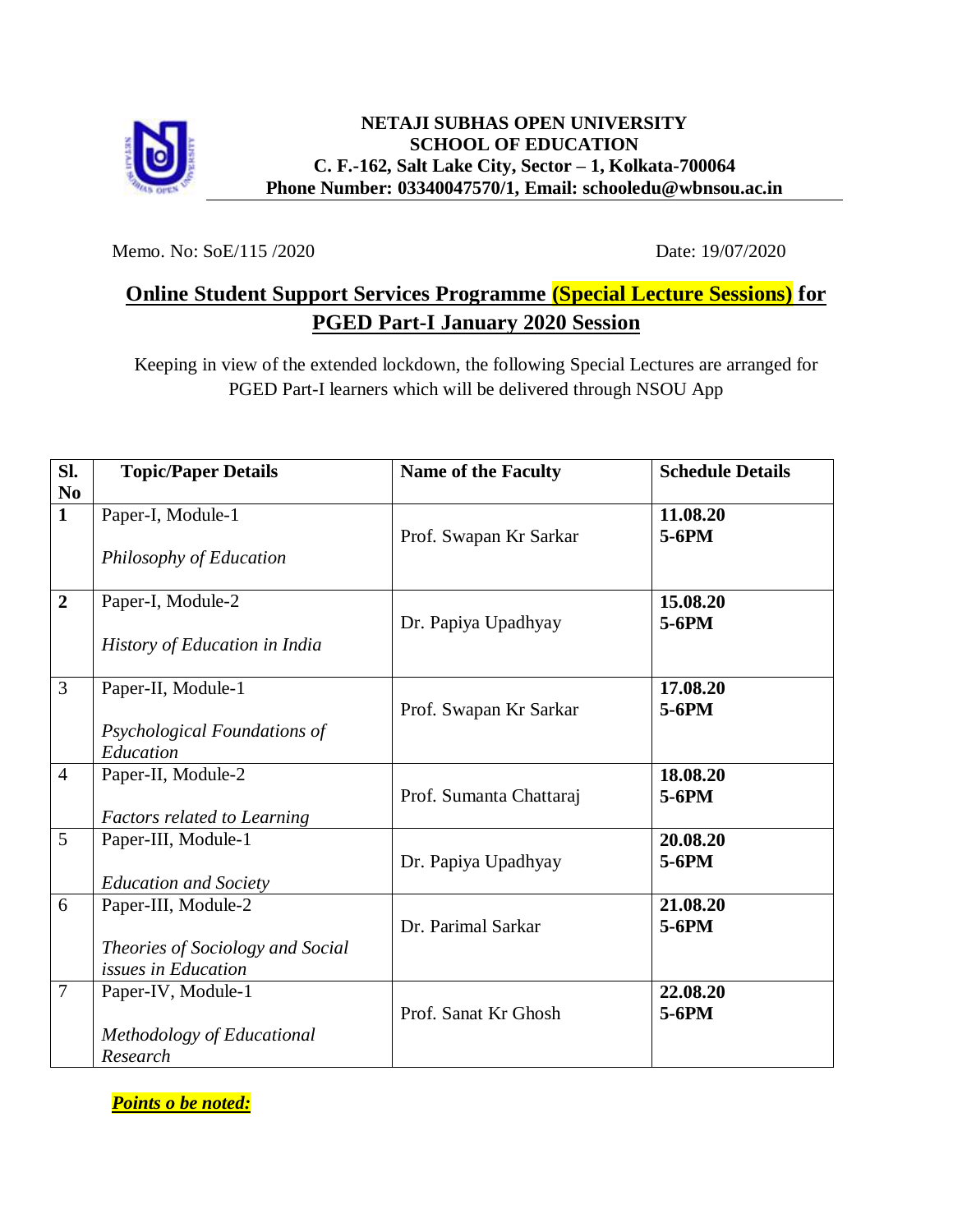**NETAJI SUBHAS OPEN UNIVERSITY**
**SCHOOL OF EDUCATION**
**C. F.-162, Salt Lake City, Sector – 1, Kolkata-700064**
**Phone Number: 03340047570/1, Email: schooledu@wbnsou.ac.in**

Memo. No: SoE/115 /2020 Date: 19/07/2020

## Online Student Support Services Programme (Special Lecture Sessions) for PGED Part-I January 2020 Session

Keeping in view of the extended lockdown, the following Special Lectures are arranged for PGED Part-I learners which will be delivered through NSOU App

| Sl. No | Topic/Paper Details | Name of the Faculty | Schedule Details |
|---|---|---|---|
| **1** | Paper-I, Module-1<br>*Philosophy of Education* | Prof. Swapan Kr Sarkar | **11.08.20**<br>**5-6PM** |
| **2** | Paper-I, Module-2<br>*History of Education in India* | Dr. Papiya Upadhyay | **15.08.20**<br>**5-6PM** |
| 3 | Paper-II, Module-1<br>*Psychological Foundations of Education* | Prof. Swapan Kr Sarkar | **17.08.20**<br>**5-6PM** |
| 4 | Paper-II, Module-2<br>*Factors related to Learning* | Prof. Sumanta Chattaraj | **18.08.20**<br>**5-6PM** |
| 5 | Paper-III, Module-1<br>*Education and Society* | Dr. Papiya Upadhyay | **20.08.20**<br>**5-6PM** |
| 6 | Paper-III, Module-2<br>*Theories of Sociology and Social issues in Education* | Dr. Parimal Sarkar | **21.08.20**<br>**5-6PM** |
| 7 | Paper-IV, Module-1<br>*Methodology of Educational Research* | Prof. Sanat Kr Ghosh | **22.08.20**<br>**5-6PM** |

***Points o be noted:***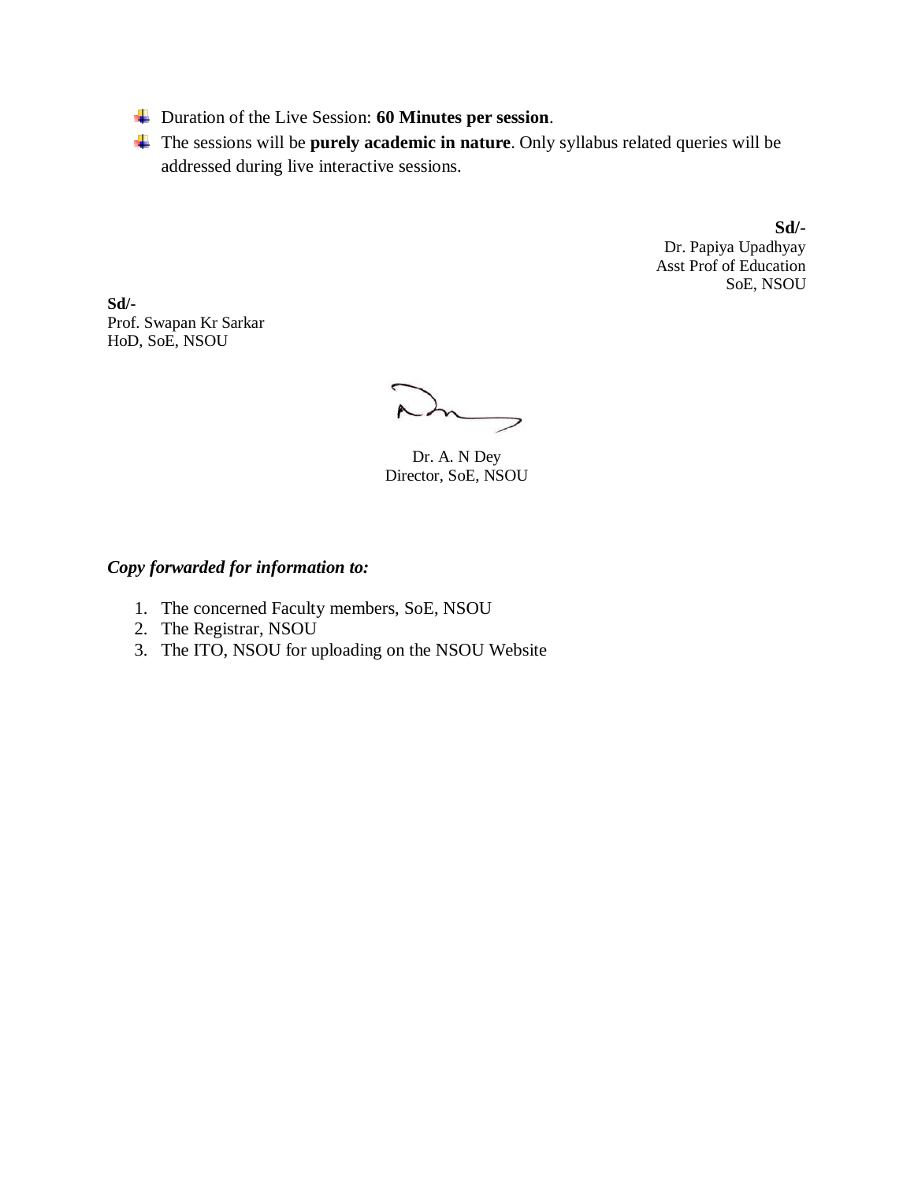- Duration of the Live Session: **60 Minutes per session**.
- The sessions will be **purely academic in nature**. Only syllabus related queries will be addressed during live interactive sessions.

**Sd/-**
Dr. Papiya Upadhyay
Asst Prof of Education
SoE, NSOU

**Sd/-**
Prof. Swapan Kr Sarkar
HoD, SoE, NSOU

Dr. A. N Dey
Director, SoE, NSOU

***Copy forwarded for information to:***

1. The concerned Faculty members, SoE, NSOU
2. The Registrar, NSOU
3. The ITO, NSOU for uploading on the NSOU Website